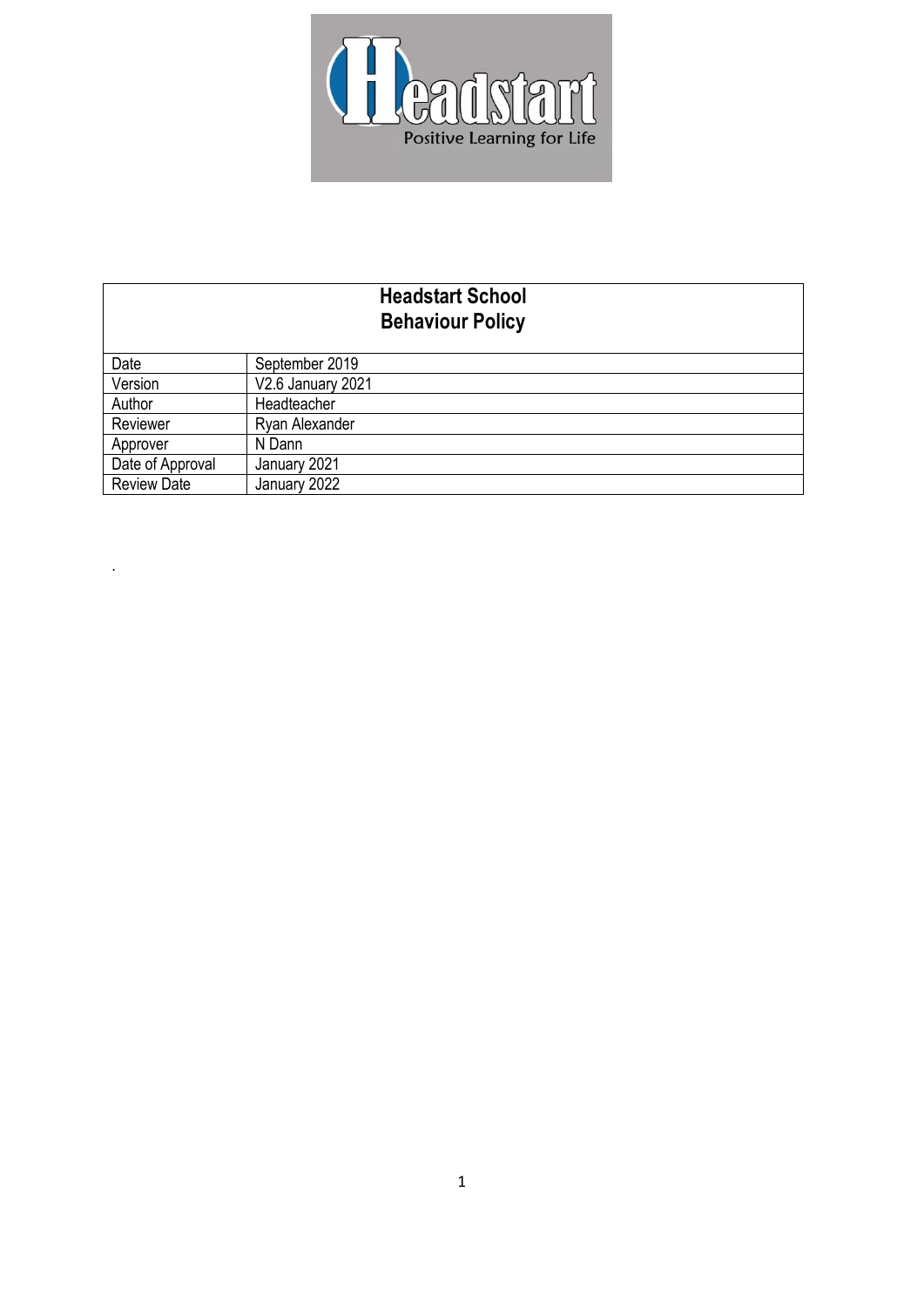# Headstart School
# Behaviour Policy

| Date | September 2019 |
|---|---|
| Version | V2.6 January 2021 |
| Author | Headteacher |
| Reviewer | Ryan Alexander |
| Approver | N Dann |
| Date of Approval | January 2021 |
| Review Date | January 2022 |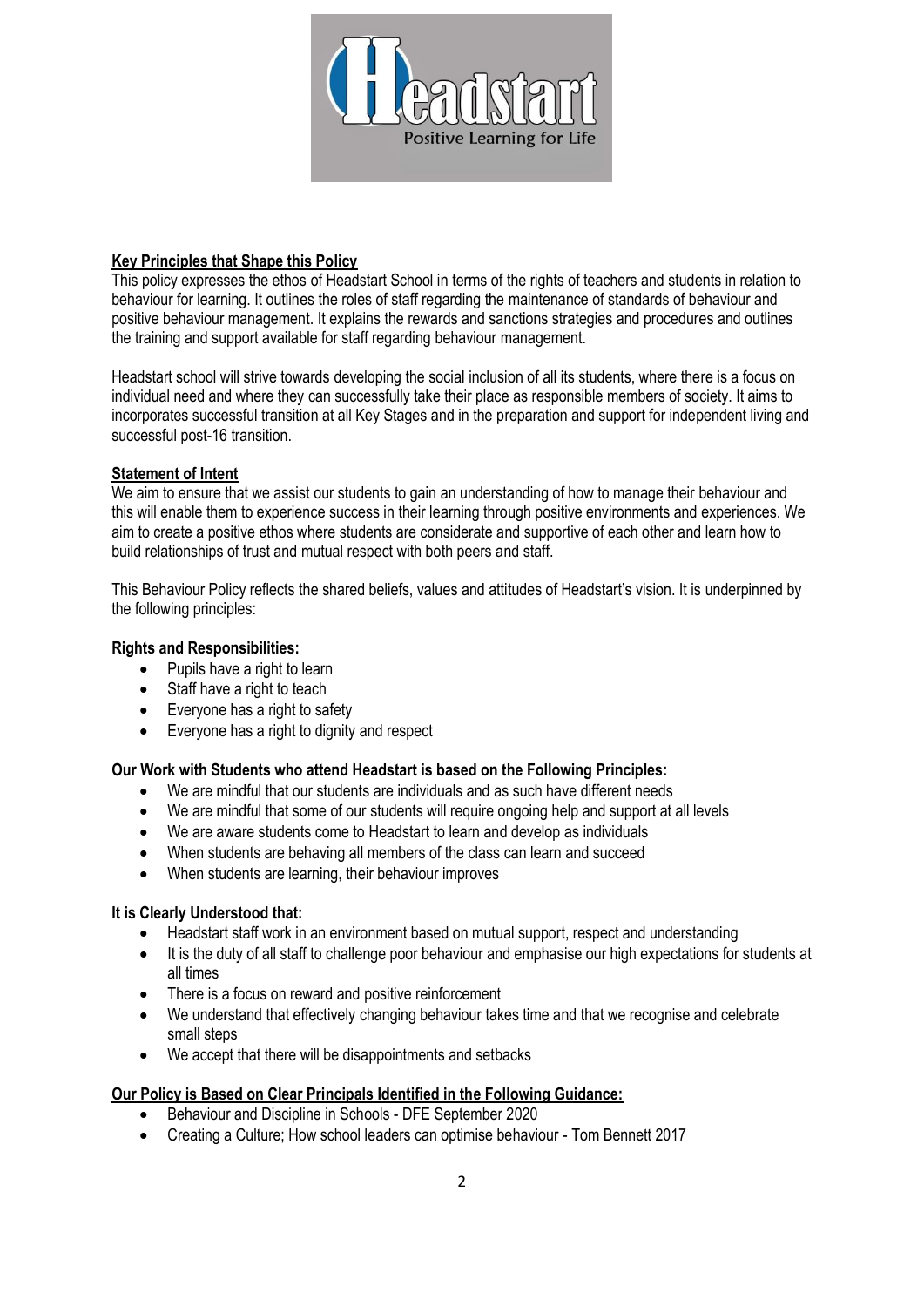## Key Principles that Shape this Policy

This policy expresses the ethos of Headstart School in terms of the rights of teachers and students in relation to behaviour for learning. It outlines the roles of staff regarding the maintenance of standards of behaviour and positive behaviour management. It explains the rewards and sanctions strategies and procedures and outlines the training and support available for staff regarding behaviour management.

Headstart school will strive towards developing the social inclusion of all its students, where there is a focus on individual need and where they can successfully take their place as responsible members of society. It aims to incorporates successful transition at all Key Stages and in the preparation and support for independent living and successful post-16 transition.

## Statement of Intent

We aim to ensure that we assist our students to gain an understanding of how to manage their behaviour and this will enable them to experience success in their learning through positive environments and experiences. We aim to create a positive ethos where students are considerate and supportive of each other and learn how to build relationships of trust and mutual respect with both peers and staff.

This Behaviour Policy reflects the shared beliefs, values and attitudes of Headstart's vision. It is underpinned by the following principles:

**Rights and Responsibilities:**

- Pupils have a right to learn
- Staff have a right to teach
- Everyone has a right to safety
- Everyone has a right to dignity and respect

**Our Work with Students who attend Headstart is based on the Following Principles:**

- We are mindful that our students are individuals and as such have different needs
- We are mindful that some of our students will require ongoing help and support at all levels
- We are aware students come to Headstart to learn and develop as individuals
- When students are behaving all members of the class can learn and succeed
- When students are learning, their behaviour improves

**It is Clearly Understood that:**

- Headstart staff work in an environment based on mutual support, respect and understanding
- It is the duty of all staff to challenge poor behaviour and emphasise our high expectations for students at all times
- There is a focus on reward and positive reinforcement
- We understand that effectively changing behaviour takes time and that we recognise and celebrate small steps
- We accept that there will be disappointments and setbacks

## Our Policy is Based on Clear Principals Identified in the Following Guidance:

- Behaviour and Discipline in Schools - DFE September 2020
- Creating a Culture; How school leaders can optimise behaviour - Tom Bennett 2017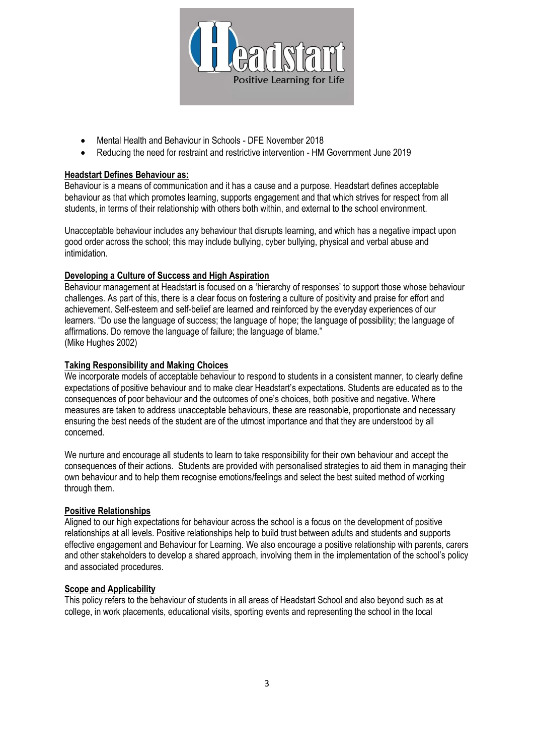- Mental Health and Behaviour in Schools - DFE November 2018
- Reducing the need for restraint and restrictive intervention - HM Government June 2019

**Headstart Defines Behaviour as:**

Behaviour is a means of communication and it has a cause and a purpose. Headstart defines acceptable behaviour as that which promotes learning, supports engagement and that which strives for respect from all students, in terms of their relationship with others both within, and external to the school environment.

Unacceptable behaviour includes any behaviour that disrupts learning, and which has a negative impact upon good order across the school; this may include bullying, cyber bullying, physical and verbal abuse and intimidation.

**Developing a Culture of Success and High Aspiration**

Behaviour management at Headstart is focused on a 'hierarchy of responses' to support those whose behaviour challenges. As part of this, there is a clear focus on fostering a culture of positivity and praise for effort and achievement. Self-esteem and self-belief are learned and reinforced by the everyday experiences of our learners. "Do use the language of success; the language of hope; the language of possibility; the language of affirmations. Do remove the language of failure; the language of blame."
(Mike Hughes 2002)

**Taking Responsibility and Making Choices**

We incorporate models of acceptable behaviour to respond to students in a consistent manner, to clearly define expectations of positive behaviour and to make clear Headstart's expectations. Students are educated as to the consequences of poor behaviour and the outcomes of one's choices, both positive and negative. Where measures are taken to address unacceptable behaviours, these are reasonable, proportionate and necessary ensuring the best needs of the student are of the utmost importance and that they are understood by all concerned.

We nurture and encourage all students to learn to take responsibility for their own behaviour and accept the consequences of their actions. Students are provided with personalised strategies to aid them in managing their own behaviour and to help them recognise emotions/feelings and select the best suited method of working through them.

**Positive Relationships**

Aligned to our high expectations for behaviour across the school is a focus on the development of positive relationships at all levels. Positive relationships help to build trust between adults and students and supports effective engagement and Behaviour for Learning. We also encourage a positive relationship with parents, carers and other stakeholders to develop a shared approach, involving them in the implementation of the school's policy and associated procedures.

**Scope and Applicability**

This policy refers to the behaviour of students in all areas of Headstart School and also beyond such as at college, in work placements, educational visits, sporting events and representing the school in the local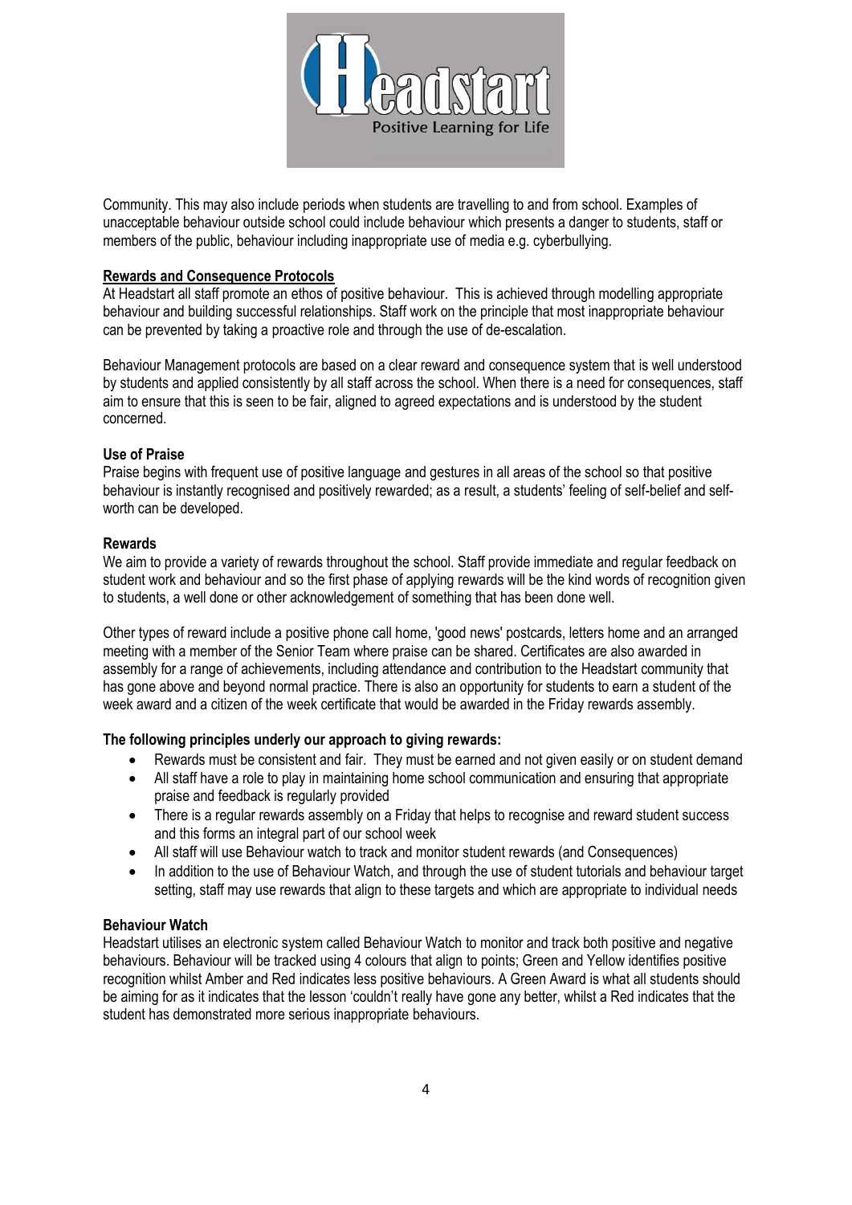Community. This may also include periods when students are travelling to and from school. Examples of unacceptable behaviour outside school could include behaviour which presents a danger to students, staff or members of the public, behaviour including inappropriate use of media e.g. cyberbullying.

## Rewards and Consequence Protocols

At Headstart all staff promote an ethos of positive behaviour. This is achieved through modelling appropriate behaviour and building successful relationships. Staff work on the principle that most inappropriate behaviour can be prevented by taking a proactive role and through the use of de-escalation.

Behaviour Management protocols are based on a clear reward and consequence system that is well understood by students and applied consistently by all staff across the school. When there is a need for consequences, staff aim to ensure that this is seen to be fair, aligned to agreed expectations and is understood by the student concerned.

### Use of Praise

Praise begins with frequent use of positive language and gestures in all areas of the school so that positive behaviour is instantly recognised and positively rewarded; as a result, a students' feeling of self-belief and self-worth can be developed.

### Rewards

We aim to provide a variety of rewards throughout the school. Staff provide immediate and regular feedback on student work and behaviour and so the first phase of applying rewards will be the kind words of recognition given to students, a well done or other acknowledgement of something that has been done well.

Other types of reward include a positive phone call home, 'good news' postcards, letters home and an arranged meeting with a member of the Senior Team where praise can be shared. Certificates are also awarded in assembly for a range of achievements, including attendance and contribution to the Headstart community that has gone above and beyond normal practice. There is also an opportunity for students to earn a student of the week award and a citizen of the week certificate that would be awarded in the Friday rewards assembly.

**The following principles underly our approach to giving rewards:**

- Rewards must be consistent and fair. They must be earned and not given easily or on student demand
- All staff have a role to play in maintaining home school communication and ensuring that appropriate praise and feedback is regularly provided
- There is a regular rewards assembly on a Friday that helps to recognise and reward student success and this forms an integral part of our school week
- All staff will use Behaviour watch to track and monitor student rewards (and Consequences)
- In addition to the use of Behaviour Watch, and through the use of student tutorials and behaviour target setting, staff may use rewards that align to these targets and which are appropriate to individual needs

### Behaviour Watch

Headstart utilises an electronic system called Behaviour Watch to monitor and track both positive and negative behaviours. Behaviour will be tracked using 4 colours that align to points; Green and Yellow identifies positive recognition whilst Amber and Red indicates less positive behaviours. A Green Award is what all students should be aiming for as it indicates that the lesson 'couldn't really have gone any better, whilst a Red indicates that the student has demonstrated more serious inappropriate behaviours.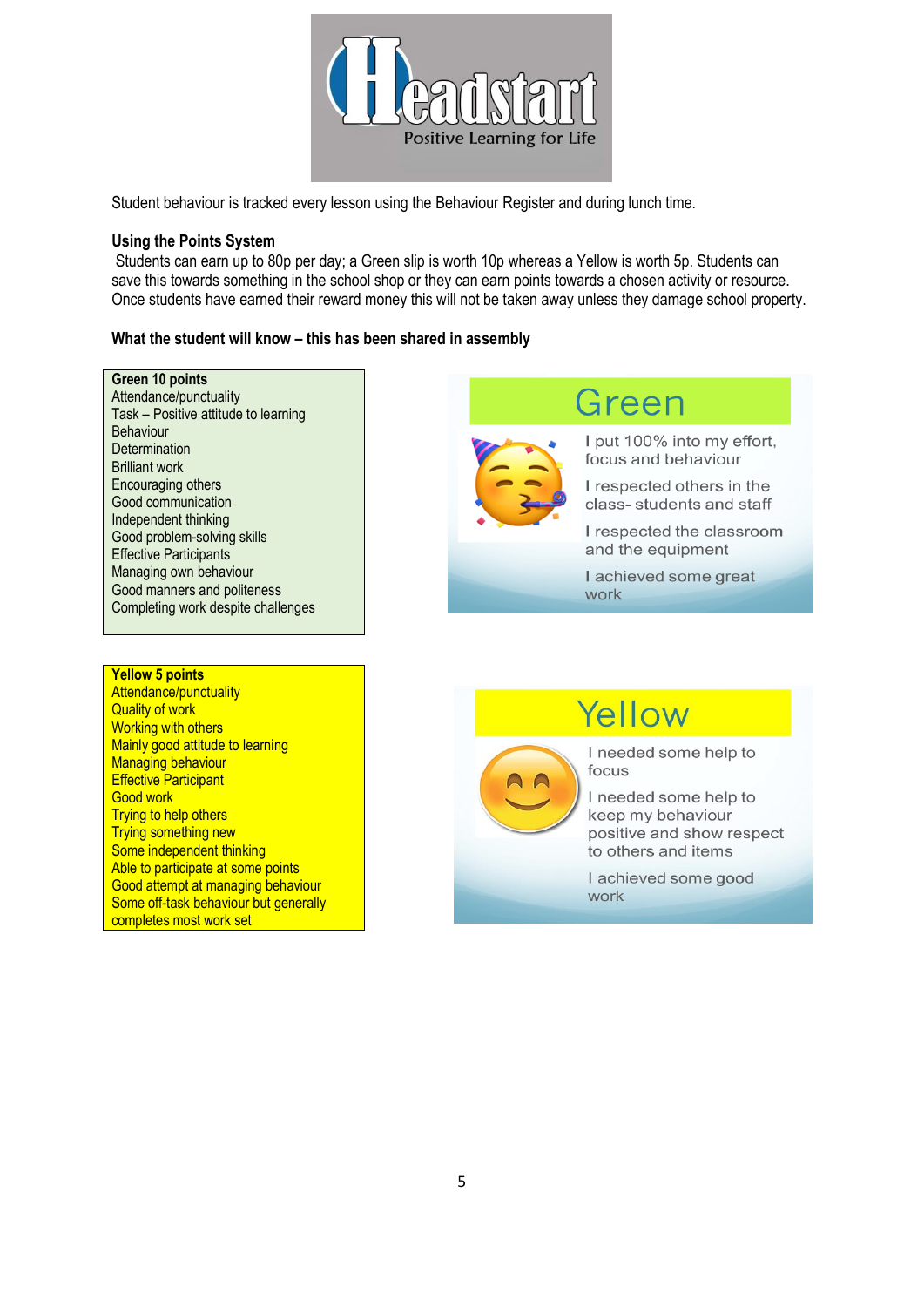Headstart
Positive Learning for Life

Student behaviour is tracked every lesson using the Behaviour Register and during lunch time.

**Using the Points System**

Students can earn up to 80p per day; a Green slip is worth 10p whereas a Yellow is worth 5p. Students can save this towards something in the school shop or they can earn points towards a chosen activity or resource. Once students have earned their reward money this will not be taken away unless they damage school property.

**What the student will know – this has been shared in assembly**

**Green 10 points**
Attendance/punctuality
Task – Positive attitude to learning
Behaviour
Determination
Brilliant work
Encouraging others
Good communication
Independent thinking
Good problem-solving skills
Effective Participants
Managing own behaviour
Good manners and politeness
Completing work despite challenges

**Green**

I put 100% into my effort, focus and behaviour

I respected others in the class- students and staff

I respected the classroom and the equipment

I achieved some great work

**Yellow 5 points**
Attendance/punctuality
Quality of work
Working with others
Mainly good attitude to learning
Managing behaviour
Effective Participant
Good work
Trying to help others
Trying something new
Some independent thinking
Able to participate at some points
Good attempt at managing behaviour
Some off-task behaviour but generally completes most work set

**Yellow**

I needed some help to focus

I needed some help to keep my behaviour positive and show respect to others and items

I achieved some good work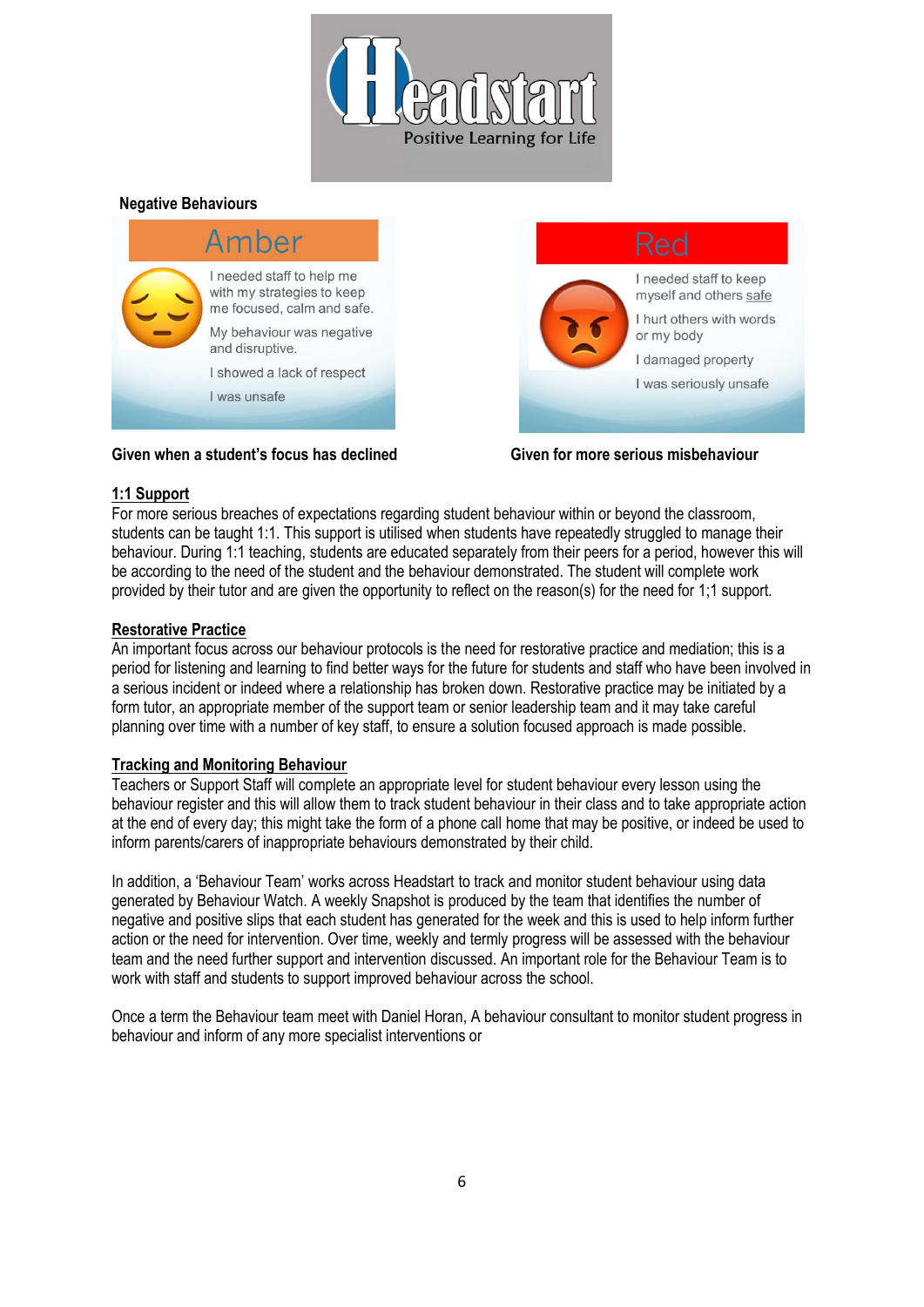**Negative Behaviours**

**Amber**

I needed staff to help me with my strategies to keep me focused, calm and safe.

My behaviour was negative and disruptive.

I showed a lack of respect

I was unsafe

**Given when a student's focus has declined**

**Red**

I needed staff to keep myself and others safe

I hurt others with words or my body

I damaged property

I was seriously unsafe

**Given for more serious misbehaviour**

**1:1 Support**

For more serious breaches of expectations regarding student behaviour within or beyond the classroom, students can be taught 1:1. This support is utilised when students have repeatedly struggled to manage their behaviour. During 1:1 teaching, students are educated separately from their peers for a period, however this will be according to the need of the student and the behaviour demonstrated. The student will complete work provided by their tutor and are given the opportunity to reflect on the reason(s) for the need for 1;1 support.

**Restorative Practice**

An important focus across our behaviour protocols is the need for restorative practice and mediation; this is a period for listening and learning to find better ways for the future for students and staff who have been involved in a serious incident or indeed where a relationship has broken down. Restorative practice may be initiated by a form tutor, an appropriate member of the support team or senior leadership team and it may take careful planning over time with a number of key staff, to ensure a solution focused approach is made possible.

**Tracking and Monitoring Behaviour**

Teachers or Support Staff will complete an appropriate level for student behaviour every lesson using the behaviour register and this will allow them to track student behaviour in their class and to take appropriate action at the end of every day; this might take the form of a phone call home that may be positive, or indeed be used to inform parents/carers of inappropriate behaviours demonstrated by their child.

In addition, a 'Behaviour Team' works across Headstart to track and monitor student behaviour using data generated by Behaviour Watch. A weekly Snapshot is produced by the team that identifies the number of negative and positive slips that each student has generated for the week and this is used to help inform further action or the need for intervention. Over time, weekly and termly progress will be assessed with the behaviour team and the need further support and intervention discussed. An important role for the Behaviour Team is to work with staff and students to support improved behaviour across the school.

Once a term the Behaviour team meet with Daniel Horan, A behaviour consultant to monitor student progress in behaviour and inform of any more specialist interventions or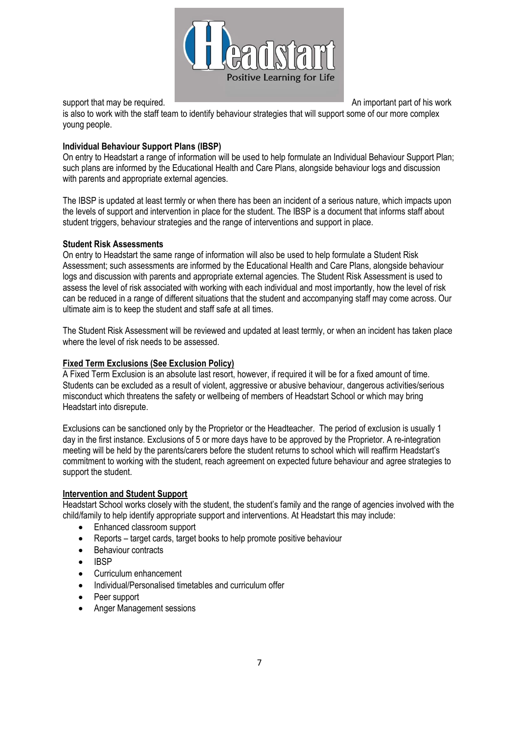support that may be required. An important part of his work is also to work with the staff team to identify behaviour strategies that will support some of our more complex young people.

**Individual Behaviour Support Plans (IBSP)**

On entry to Headstart a range of information will be used to help formulate an Individual Behaviour Support Plan; such plans are informed by the Educational Health and Care Plans, alongside behaviour logs and discussion with parents and appropriate external agencies.

The IBSP is updated at least termly or when there has been an incident of a serious nature, which impacts upon the levels of support and intervention in place for the student. The IBSP is a document that informs staff about student triggers, behaviour strategies and the range of interventions and support in place.

**Student Risk Assessments**

On entry to Headstart the same range of information will also be used to help formulate a Student Risk Assessment; such assessments are informed by the Educational Health and Care Plans, alongside behaviour logs and discussion with parents and appropriate external agencies. The Student Risk Assessment is used to assess the level of risk associated with working with each individual and most importantly, how the level of risk can be reduced in a range of different situations that the student and accompanying staff may come across. Our ultimate aim is to keep the student and staff safe at all times.

The Student Risk Assessment will be reviewed and updated at least termly, or when an incident has taken place where the level of risk needs to be assessed.

**Fixed Term Exclusions (See Exclusion Policy)**

A Fixed Term Exclusion is an absolute last resort, however, if required it will be for a fixed amount of time. Students can be excluded as a result of violent, aggressive or abusive behaviour, dangerous activities/serious misconduct which threatens the safety or wellbeing of members of Headstart School or which may bring Headstart into disrepute.

Exclusions can be sanctioned only by the Proprietor or the Headteacher. The period of exclusion is usually 1 day in the first instance. Exclusions of 5 or more days have to be approved by the Proprietor. A re-integration meeting will be held by the parents/carers before the student returns to school which will reaffirm Headstart's commitment to working with the student, reach agreement on expected future behaviour and agree strategies to support the student.

**Intervention and Student Support**

Headstart School works closely with the student, the student's family and the range of agencies involved with the child/family to help identify appropriate support and interventions. At Headstart this may include:

- Enhanced classroom support
- Reports – target cards, target books to help promote positive behaviour
- Behaviour contracts
- IBSP
- Curriculum enhancement
- Individual/Personalised timetables and curriculum offer
- Peer support
- Anger Management sessions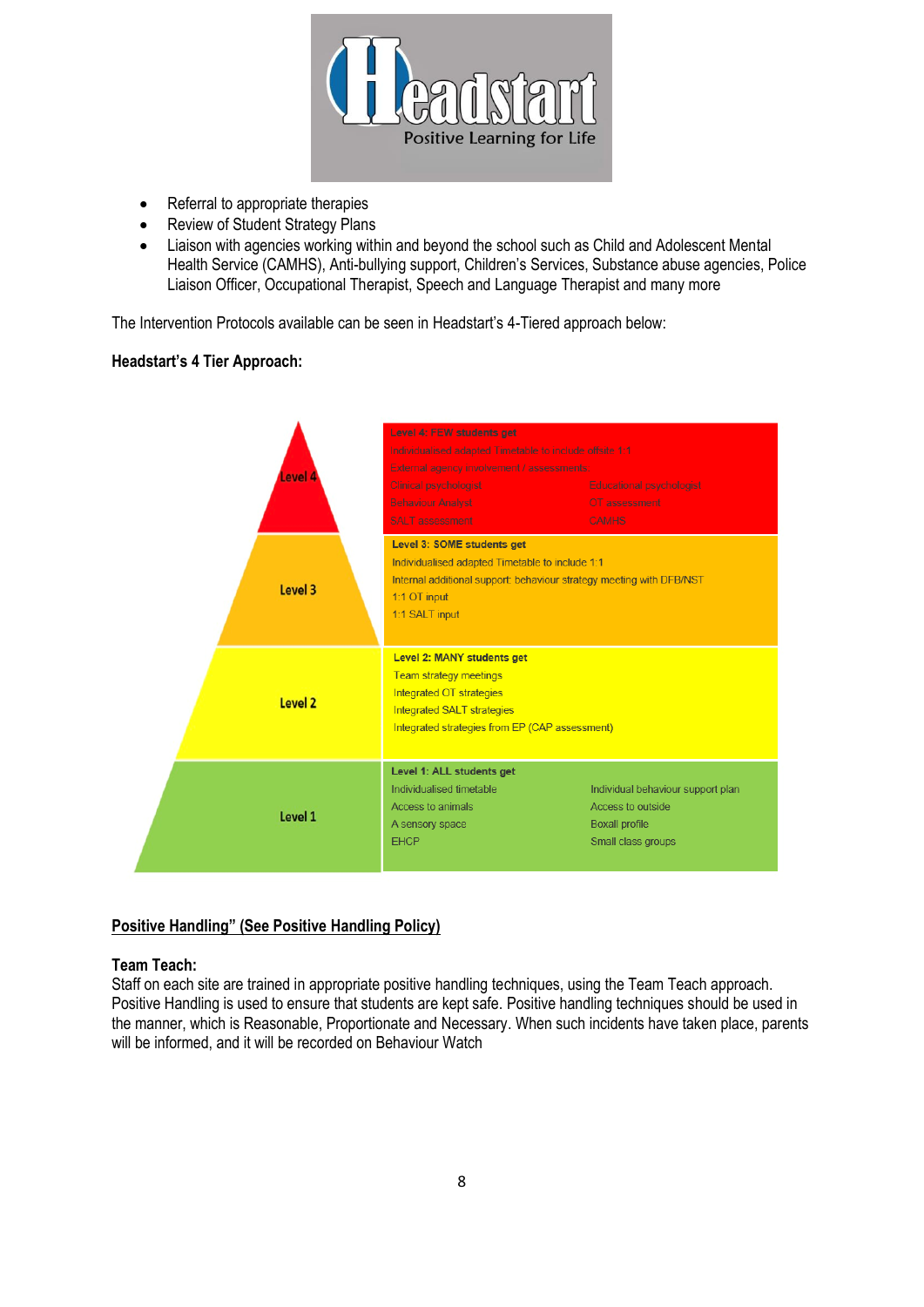- Referral to appropriate therapies
- Review of Student Strategy Plans
- Liaison with agencies working within and beyond the school such as Child and Adolescent Mental Health Service (CAMHS), Anti-bullying support, Children's Services, Substance abuse agencies, Police Liaison Officer, Occupational Therapist, Speech and Language Therapist and many more

The Intervention Protocols available can be seen in Headstart's 4-Tiered approach below:

**Headstart's 4 Tier Approach:**

| Level | Provision |
| --- | --- |
| Level 4 | **Level 4: FEW students get**<br>Individualised adapted Timetable to include offsite 1:1<br>External agency involvement / assessments.<br>Clinical psychologist<br>Educational psychologist<br>Behaviour Analyst<br>OT assessment<br>SALT assessment<br>CAMHS |
| Level 3 | **Level 3: SOME students get**<br>Individualised adapted Timetable to include 1:1<br>Internal additional support: behaviour strategy meeting with DFB/NST<br>1:1 OT input<br>1:1 SALT input |
| Level 2 | **Level 2: MANY students get**<br>Team strategy meetings<br>Integrated OT strategies<br>Integrated SALT strategies<br>Integrated strategies from EP (CAP assessment) |
| Level 1 | **Level 1: ALL students get**<br>Individualised timetable<br>Individual behaviour support plan<br>Access to animals<br>Access to outside<br>A sensory space<br>Boxall profile<br>EHCP<br>Small class groups |

**<u>Positive Handling" (See Positive Handling Policy)</u>**

**Team Teach:**
Staff on each site are trained in appropriate positive handling techniques, using the Team Teach approach. Positive Handling is used to ensure that students are kept safe. Positive handling techniques should be used in the manner, which is Reasonable, Proportionate and Necessary. When such incidents have taken place, parents will be informed, and it will be recorded on Behaviour Watch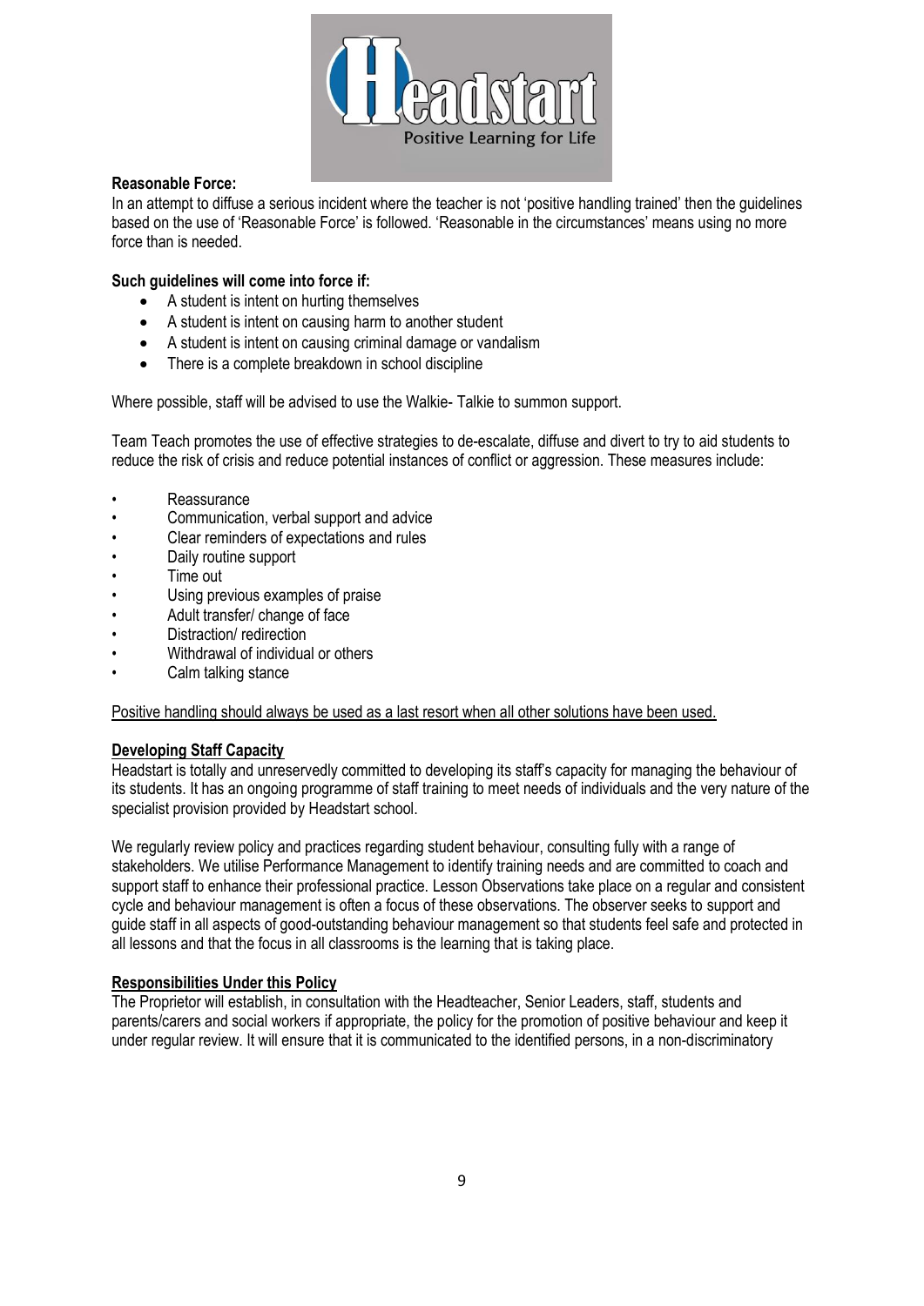**Reasonable Force:**

In an attempt to diffuse a serious incident where the teacher is not 'positive handling trained' then the guidelines based on the use of 'Reasonable Force' is followed. 'Reasonable in the circumstances' means using no more force than is needed.

**Such guidelines will come into force if:**

- A student is intent on hurting themselves
- A student is intent on causing harm to another student
- A student is intent on causing criminal damage or vandalism
- There is a complete breakdown in school discipline

Where possible, staff will be advised to use the Walkie- Talkie to summon support.

Team Teach promotes the use of effective strategies to de-escalate, diffuse and divert to try to aid students to reduce the risk of crisis and reduce potential instances of conflict or aggression. These measures include:

- Reassurance
- Communication, verbal support and advice
- Clear reminders of expectations and rules
- Daily routine support
- Time out
- Using previous examples of praise
- Adult transfer/ change of face
- Distraction/ redirection
- Withdrawal of individual or others
- Calm talking stance

<u>Positive handling should always be used as a last resort when all other solutions have been used.</u>

**<u>Developing Staff Capacity</u>**

Headstart is totally and unreservedly committed to developing its staff's capacity for managing the behaviour of its students. It has an ongoing programme of staff training to meet needs of individuals and the very nature of the specialist provision provided by Headstart school.

We regularly review policy and practices regarding student behaviour, consulting fully with a range of stakeholders. We utilise Performance Management to identify training needs and are committed to coach and support staff to enhance their professional practice. Lesson Observations take place on a regular and consistent cycle and behaviour management is often a focus of these observations. The observer seeks to support and guide staff in all aspects of good-outstanding behaviour management so that students feel safe and protected in all lessons and that the focus in all classrooms is the learning that is taking place.

**<u>Responsibilities Under this Policy</u>**

The Proprietor will establish, in consultation with the Headteacher, Senior Leaders, staff, students and parents/carers and social workers if appropriate, the policy for the promotion of positive behaviour and keep it under regular review. It will ensure that it is communicated to the identified persons, in a non-discriminatory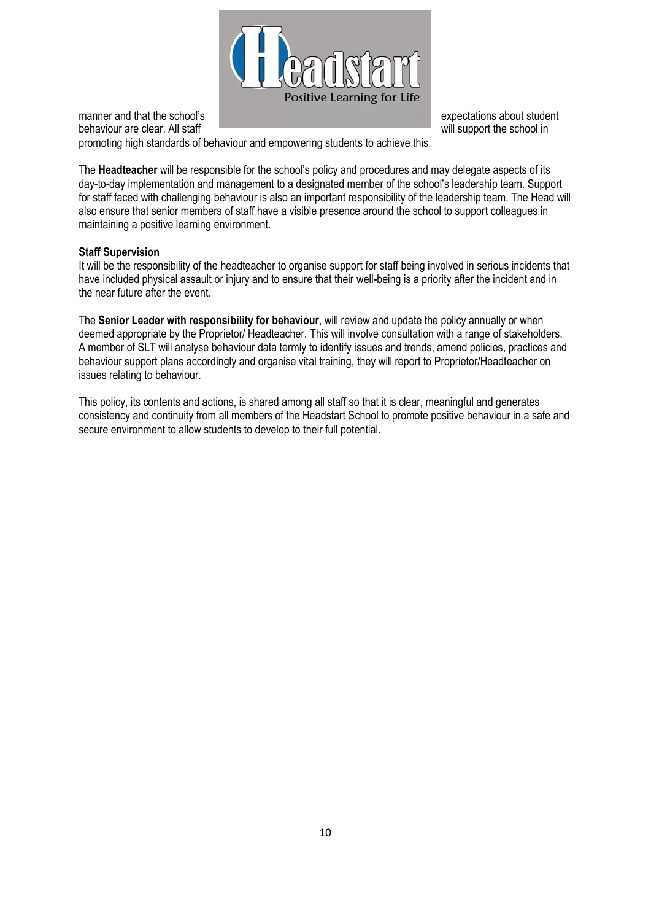manner and that the school's expectations about student behaviour are clear. All staff will support the school in promoting high standards of behaviour and empowering students to achieve this.

The **Headteacher** will be responsible for the school's policy and procedures and may delegate aspects of its day-to-day implementation and management to a designated member of the school's leadership team. Support for staff faced with challenging behaviour is also an important responsibility of the leadership team. The Head will also ensure that senior members of staff have a visible presence around the school to support colleagues in maintaining a positive learning environment.

**Staff Supervision**

It will be the responsibility of the headteacher to organise support for staff being involved in serious incidents that have included physical assault or injury and to ensure that their well-being is a priority after the incident and in the near future after the event.

The **Senior Leader with responsibility for behaviour**, will review and update the policy annually or when deemed appropriate by the Proprietor/ Headteacher. This will involve consultation with a range of stakeholders. A member of SLT will analyse behaviour data termly to identify issues and trends, amend policies, practices and behaviour support plans accordingly and organise vital training, they will report to Proprietor/Headteacher on issues relating to behaviour.

This policy, its contents and actions, is shared among all staff so that it is clear, meaningful and generates consistency and continuity from all members of the Headstart School to promote positive behaviour in a safe and secure environment to allow students to develop to their full potential.